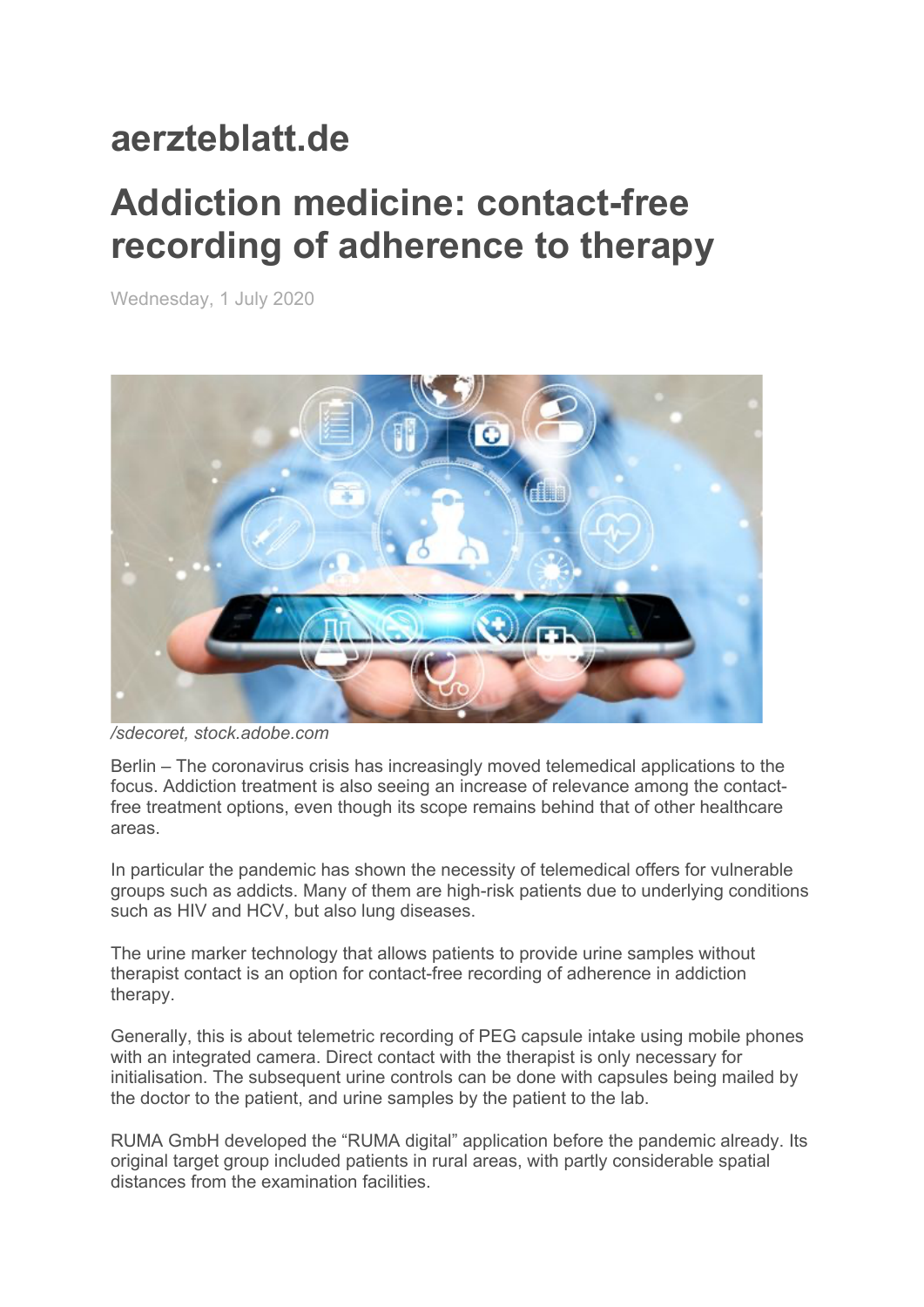# aerzteblatt.de

# Addiction medicine: contact-free recording of adherence to therapy

Wednesday, 1 July 2020

*/sdecoret, stock.adobe.com*

Berlin – The coronavirus crisis has increasingly moved telemedical applications to the focus. Addiction treatment is also seeing an increase of relevance among the contact-free treatment options, even though its scope remains behind that of other healthcare areas.

In particular the pandemic has shown the necessity of telemedical offers for vulnerable groups such as addicts. Many of them are high-risk patients due to underlying conditions such as HIV and HCV, but also lung diseases.

The urine marker technology that allows patients to provide urine samples without therapist contact is an option for contact-free recording of adherence in addiction therapy.

Generally, this is about telemetric recording of PEG capsule intake using mobile phones with an integrated camera. Direct contact with the therapist is only necessary for initialisation. The subsequent urine controls can be done with capsules being mailed by the doctor to the patient, and urine samples by the patient to the lab.

RUMA GmbH developed the “RUMA digital” application before the pandemic already. Its original target group included patients in rural areas, with partly considerable spatial distances from the examination facilities.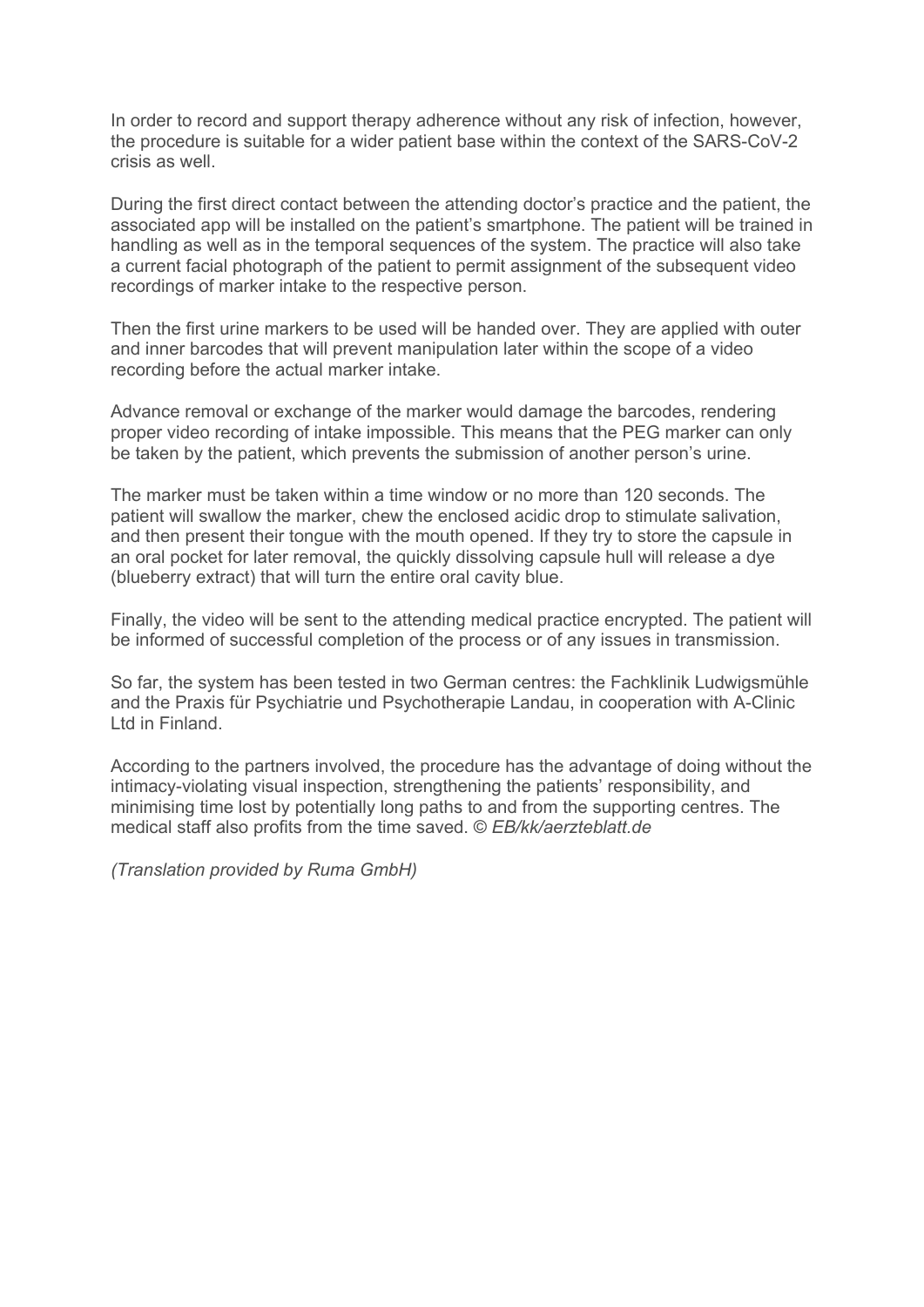In order to record and support therapy adherence without any risk of infection, however, the procedure is suitable for a wider patient base within the context of the SARS-CoV-2 crisis as well.

During the first direct contact between the attending doctor's practice and the patient, the associated app will be installed on the patient's smartphone. The patient will be trained in handling as well as in the temporal sequences of the system. The practice will also take a current facial photograph of the patient to permit assignment of the subsequent video recordings of marker intake to the respective person.

Then the first urine markers to be used will be handed over. They are applied with outer and inner barcodes that will prevent manipulation later within the scope of a video recording before the actual marker intake.

Advance removal or exchange of the marker would damage the barcodes, rendering proper video recording of intake impossible. This means that the PEG marker can only be taken by the patient, which prevents the submission of another person's urine.

The marker must be taken within a time window or no more than 120 seconds. The patient will swallow the marker, chew the enclosed acidic drop to stimulate salivation, and then present their tongue with the mouth opened. If they try to store the capsule in an oral pocket for later removal, the quickly dissolving capsule hull will release a dye (blueberry extract) that will turn the entire oral cavity blue.

Finally, the video will be sent to the attending medical practice encrypted. The patient will be informed of successful completion of the process or of any issues in transmission.

So far, the system has been tested in two German centres: the Fachklinik Ludwigsmühle and the Praxis für Psychiatrie und Psychotherapie Landau, in cooperation with A-Clinic Ltd in Finland.

According to the partners involved, the procedure has the advantage of doing without the intimacy-violating visual inspection, strengthening the patients' responsibility, and minimising time lost by potentially long paths to and from the supporting centres. The medical staff also profits from the time saved. © *EB/kk/aerzteblatt.de*

*(Translation provided by Ruma GmbH)*